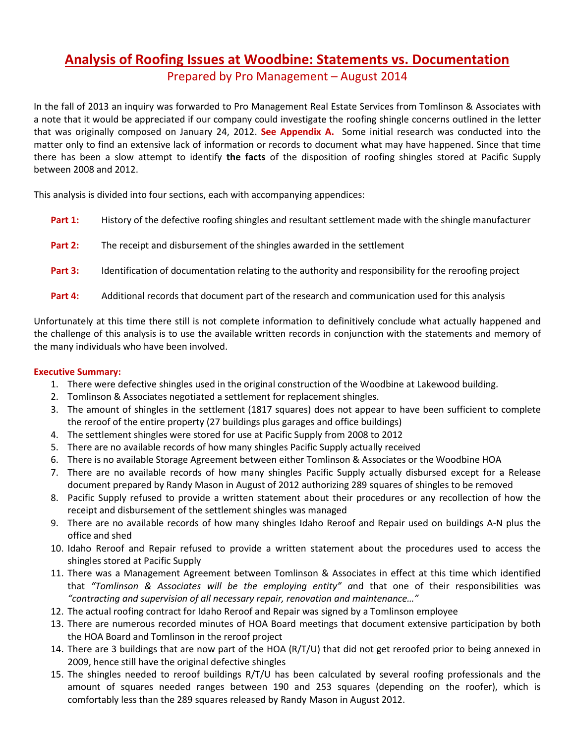# Analysis of Roofing Issues at Woodbine: Statements vs. Documentation

Prepared by Pro Management – August 2014

In the fall of 2013 an inquiry was forwarded to Pro Management Real Estate Services from Tomlinson & Associates with a note that it would be appreciated if our company could investigate the roofing shingle concerns outlined in the letter that was originally composed on January 24, 2012. **See Appendix A.** Some initial research was conducted into the matter only to find an extensive lack of information or records to document what may have happened. Since that time there has been a slow attempt to identify **the facts** of the disposition of roofing shingles stored at Pacific Supply between 2008 and 2012.

This analysis is divided into four sections, each with accompanying appendices:

**Part 1:** History of the defective roofing shingles and resultant settlement made with the shingle manufacturer

**Part 2:** The receipt and disbursement of the shingles awarded in the settlement

**Part 3:** Identification of documentation relating to the authority and responsibility for the reroofing project

**Part 4:** Additional records that document part of the research and communication used for this analysis

Unfortunately at this time there still is not complete information to definitively conclude what actually happened and the challenge of this analysis is to use the available written records in conjunction with the statements and memory of the many individuals who have been involved.

**Executive Summary:**

1. There were defective shingles used in the original construction of the Woodbine at Lakewood building.
2. Tomlinson & Associates negotiated a settlement for replacement shingles.
3. The amount of shingles in the settlement (1817 squares) does not appear to have been sufficient to complete the reroof of the entire property (27 buildings plus garages and office buildings)
4. The settlement shingles were stored for use at Pacific Supply from 2008 to 2012
5. There are no available records of how many shingles Pacific Supply actually received
6. There is no available Storage Agreement between either Tomlinson & Associates or the Woodbine HOA
7. There are no available records of how many shingles Pacific Supply actually disbursed except for a Release document prepared by Randy Mason in August of 2012 authorizing 289 squares of shingles to be removed
8. Pacific Supply refused to provide a written statement about their procedures or any recollection of how the receipt and disbursement of the settlement shingles was managed
9. There are no available records of how many shingles Idaho Reroof and Repair used on buildings A-N plus the office and shed
10. Idaho Reroof and Repair refused to provide a written statement about the procedures used to access the shingles stored at Pacific Supply
11. There was a Management Agreement between Tomlinson & Associates in effect at this time which identified that *"Tomlinson & Associates will be the employing entity"* and that one of their responsibilities was *"contracting and supervision of all necessary repair, renovation and maintenance…"*
12. The actual roofing contract for Idaho Reroof and Repair was signed by a Tomlinson employee
13. There are numerous recorded minutes of HOA Board meetings that document extensive participation by both the HOA Board and Tomlinson in the reroof project
14. There are 3 buildings that are now part of the HOA (R/T/U) that did not get reroofed prior to being annexed in 2009, hence still have the original defective shingles
15. The shingles needed to reroof buildings R/T/U has been calculated by several roofing professionals and the amount of squares needed ranges between 190 and 253 squares (depending on the roofer), which is comfortably less than the 289 squares released by Randy Mason in August 2012.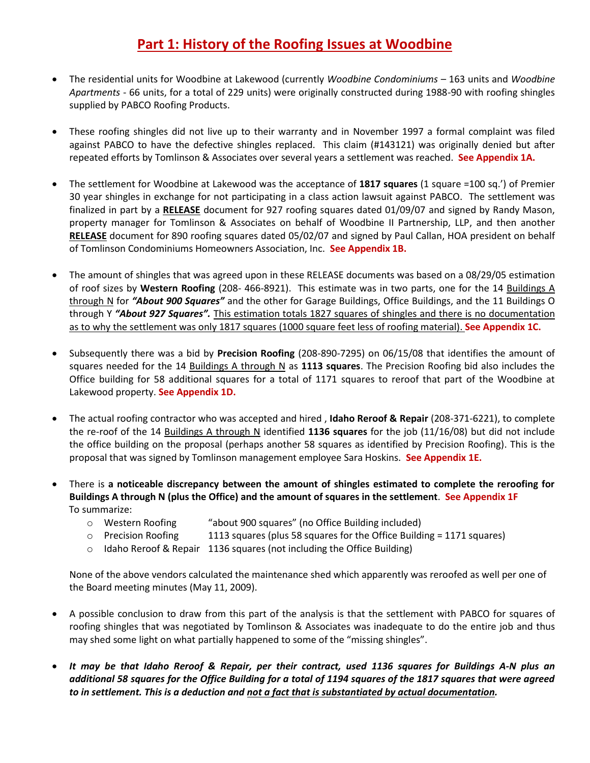# Part 1: History of the Roofing Issues at Woodbine

- The residential units for Woodbine at Lakewood (currently *Woodbine Condominiums* – 163 units and *Woodbine Apartments* - 66 units, for a total of 229 units) were originally constructed during 1988-90 with roofing shingles supplied by PABCO Roofing Products.

- These roofing shingles did not live up to their warranty and in November 1997 a formal complaint was filed against PABCO to have the defective shingles replaced. This claim (#143121) was originally denied but after repeated efforts by Tomlinson & Associates over several years a settlement was reached. **See Appendix 1A.**

- The settlement for Woodbine at Lakewood was the acceptance of **1817 squares** (1 square =100 sq.') of Premier 30 year shingles in exchange for not participating in a class action lawsuit against PABCO. The settlement was finalized in part by a **<u>RELEASE</u>** document for 927 roofing squares dated 01/09/07 and signed by Randy Mason, property manager for Tomlinson & Associates on behalf of Woodbine II Partnership, LLP, and then another **<u>RELEASE</u>** document for 890 roofing squares dated 05/02/07 and signed by Paul Callan, HOA president on behalf of Tomlinson Condominiums Homeowners Association, Inc. **See Appendix 1B.**

- The amount of shingles that was agreed upon in these RELEASE documents was based on a 08/29/05 estimation of roof sizes by **Western Roofing** (208- 466-8921). This estimate was in two parts, one for the 14 <u>Buildings A through N</u> for ***"About 900 Squares"*** and the other for Garage Buildings, Office Buildings, and the 11 Buildings O through Y ***"About 927 Squares".*** <u>This estimation totals 1827 squares of shingles and there is no documentation as to why the settlement was only 1817 squares (1000 square feet less of roofing material).</u> **See Appendix 1C.**

- Subsequently there was a bid by **Precision Roofing** (208-890-7295) on 06/15/08 that identifies the amount of squares needed for the 14 <u>Buildings A through N</u> as **1113 squares**. The Precision Roofing bid also includes the Office building for 58 additional squares for a total of 1171 squares to reroof that part of the Woodbine at Lakewood property. **See Appendix 1D.**

- The actual roofing contractor who was accepted and hired , **Idaho Reroof & Repair** (208-371-6221), to complete the re-roof of the 14 <u>Buildings A through N</u> identified **1136 squares** for the job (11/16/08) but did not include the office building on the proposal (perhaps another 58 squares as identified by Precision Roofing). This is the proposal that was signed by Tomlinson management employee Sara Hoskins. **See Appendix 1E.**

- There is **a noticeable discrepancy between the amount of shingles estimated to complete the reroofing for Buildings A through N (plus the Office) and the amount of squares in the settlement**. **See Appendix 1F**
  To summarize:
  - Western Roofing "about 900 squares" (no Office Building included)
  - Precision Roofing 1113 squares (plus 58 squares for the Office Building = 1171 squares)
  - Idaho Reroof & Repair 1136 squares (not including the Office Building)

  None of the above vendors calculated the maintenance shed which apparently was reroofed as well per one of the Board meeting minutes (May 11, 2009).

- A possible conclusion to draw from this part of the analysis is that the settlement with PABCO for squares of roofing shingles that was negotiated by Tomlinson & Associates was inadequate to do the entire job and thus may shed some light on what partially happened to some of the "missing shingles".

- ***It may be that Idaho Reroof & Repair, per their contract, used 1136 squares for Buildings A-N plus an additional 58 squares for the Office Building for a total of 1194 squares of the 1817 squares that were agreed to in settlement. This is a deduction and <u>not a fact that is substantiated by actual documentation</u>.***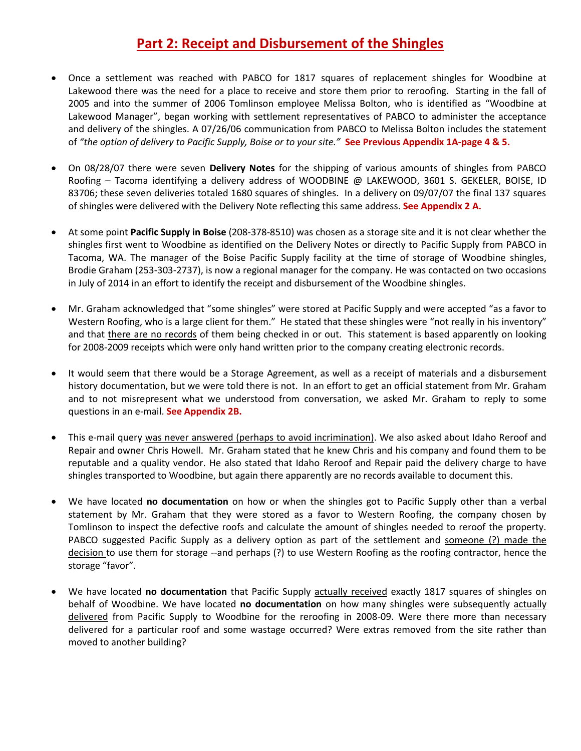# Part 2: Receipt and Disbursement of the Shingles

- Once a settlement was reached with PABCO for 1817 squares of replacement shingles for Woodbine at Lakewood there was the need for a place to receive and store them prior to reroofing. Starting in the fall of 2005 and into the summer of 2006 Tomlinson employee Melissa Bolton, who is identified as "Woodbine at Lakewood Manager", began working with settlement representatives of PABCO to administer the acceptance and delivery of the shingles. A 07/26/06 communication from PABCO to Melissa Bolton includes the statement of *"the option of delivery to Pacific Supply, Boise or to your site."* **See Previous Appendix 1A-page 4 & 5.**

- On 08/28/07 there were seven **Delivery Notes** for the shipping of various amounts of shingles from PABCO Roofing – Tacoma identifying a delivery address of WOODBINE @ LAKEWOOD, 3601 S. GEKELER, BOISE, ID 83706; these seven deliveries totaled 1680 squares of shingles. In a delivery on 09/07/07 the final 137 squares of shingles were delivered with the Delivery Note reflecting this same address. **See Appendix 2 A.**

- At some point **Pacific Supply in Boise** (208-378-8510) was chosen as a storage site and it is not clear whether the shingles first went to Woodbine as identified on the Delivery Notes or directly to Pacific Supply from PABCO in Tacoma, WA. The manager of the Boise Pacific Supply facility at the time of storage of Woodbine shingles, Brodie Graham (253-303-2737), is now a regional manager for the company. He was contacted on two occasions in July of 2014 in an effort to identify the receipt and disbursement of the Woodbine shingles.

- Mr. Graham acknowledged that "some shingles" were stored at Pacific Supply and were accepted "as a favor to Western Roofing, who is a large client for them." He stated that these shingles were "not really in his inventory" and that <u>there are no records</u> of them being checked in or out. This statement is based apparently on looking for 2008-2009 receipts which were only hand written prior to the company creating electronic records.

- It would seem that there would be a Storage Agreement, as well as a receipt of materials and a disbursement history documentation, but we were told there is not. In an effort to get an official statement from Mr. Graham and to not misrepresent what we understood from conversation, we asked Mr. Graham to reply to some questions in an e-mail. **See Appendix 2B.**

- This e-mail query <u>was never answered (perhaps to avoid incrimination)</u>. We also asked about Idaho Reroof and Repair and owner Chris Howell. Mr. Graham stated that he knew Chris and his company and found them to be reputable and a quality vendor. He also stated that Idaho Reroof and Repair paid the delivery charge to have shingles transported to Woodbine, but again there apparently are no records available to document this.

- We have located **no documentation** on how or when the shingles got to Pacific Supply other than a verbal statement by Mr. Graham that they were stored as a favor to Western Roofing, the company chosen by Tomlinson to inspect the defective roofs and calculate the amount of shingles needed to reroof the property. PABCO suggested Pacific Supply as a delivery option as part of the settlement and <u>someone (?) made the decision</u> to use them for storage --and perhaps (?) to use Western Roofing as the roofing contractor, hence the storage "favor".

- We have located **no documentation** that Pacific Supply <u>actually received</u> exactly 1817 squares of shingles on behalf of Woodbine. We have located **no documentation** on how many shingles were subsequently <u>actually delivered</u> from Pacific Supply to Woodbine for the reroofing in 2008-09. Were there more than necessary delivered for a particular roof and some wastage occurred? Were extras removed from the site rather than moved to another building?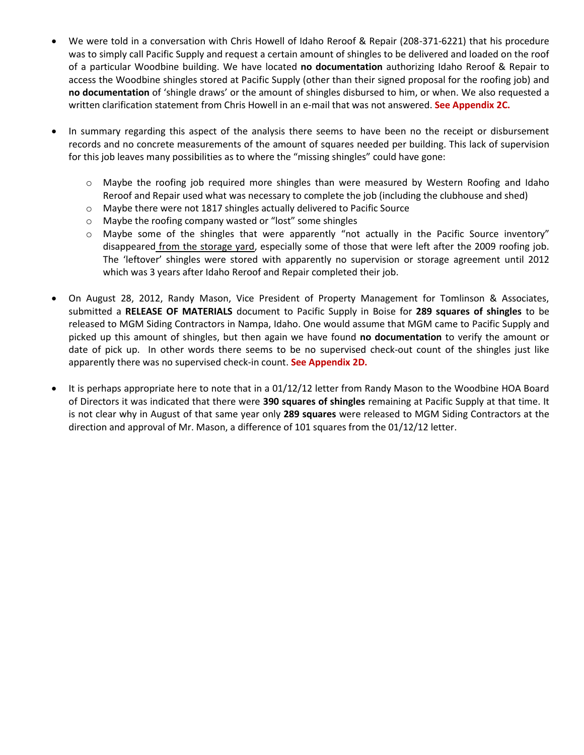- We were told in a conversation with Chris Howell of Idaho Reroof & Repair (208-371-6221) that his procedure was to simply call Pacific Supply and request a certain amount of shingles to be delivered and loaded on the roof of a particular Woodbine building. We have located **no documentation** authorizing Idaho Reroof & Repair to access the Woodbine shingles stored at Pacific Supply (other than their signed proposal for the roofing job) and **no documentation** of 'shingle draws' or the amount of shingles disbursed to him, or when. We also requested a written clarification statement from Chris Howell in an e-mail that was not answered. **See Appendix 2C.**

- In summary regarding this aspect of the analysis there seems to have been no the receipt or disbursement records and no concrete measurements of the amount of squares needed per building. This lack of supervision for this job leaves many possibilities as to where the "missing shingles" could have gone:

    - Maybe the roofing job required more shingles than were measured by Western Roofing and Idaho Reroof and Repair used what was necessary to complete the job (including the clubhouse and shed)
    - Maybe there were not 1817 shingles actually delivered to Pacific Source
    - Maybe the roofing company wasted or "lost" some shingles
    - Maybe some of the shingles that were apparently "not actually in the Pacific Source inventory" disappeared <u>from the storage yard</u>, especially some of those that were left after the 2009 roofing job. The 'leftover' shingles were stored with apparently no supervision or storage agreement until 2012 which was 3 years after Idaho Reroof and Repair completed their job.

- On August 28, 2012, Randy Mason, Vice President of Property Management for Tomlinson & Associates, submitted a **RELEASE OF MATERIALS** document to Pacific Supply in Boise for **289 squares of shingles** to be released to MGM Siding Contractors in Nampa, Idaho. One would assume that MGM came to Pacific Supply and picked up this amount of shingles, but then again we have found **no documentation** to verify the amount or date of pick up. In other words there seems to be no supervised check-out count of the shingles just like apparently there was no supervised check-in count. **See Appendix 2D.**

- It is perhaps appropriate here to note that in a 01/12/12 letter from Randy Mason to the Woodbine HOA Board of Directors it was indicated that there were **390 squares of shingles** remaining at Pacific Supply at that time. It is not clear why in August of that same year only **289 squares** were released to MGM Siding Contractors at the direction and approval of Mr. Mason, a difference of 101 squares from the 01/12/12 letter.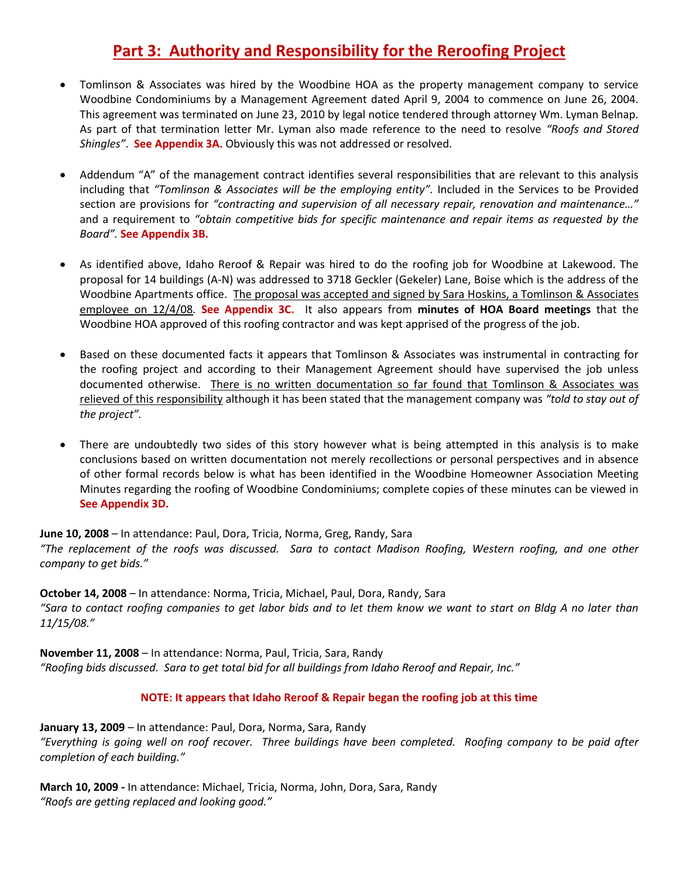# Part 3: Authority and Responsibility for the Reroofing Project

- Tomlinson & Associates was hired by the Woodbine HOA as the property management company to service Woodbine Condominiums by a Management Agreement dated April 9, 2004 to commence on June 26, 2004. This agreement was terminated on June 23, 2010 by legal notice tendered through attorney Wm. Lyman Belnap. As part of that termination letter Mr. Lyman also made reference to the need to resolve *"Roofs and Stored Shingles"*. **See Appendix 3A.** Obviously this was not addressed or resolved.

- Addendum "A" of the management contract identifies several responsibilities that are relevant to this analysis including that *"Tomlinson & Associates will be the employing entity".* Included in the Services to be Provided section are provisions for *"contracting and supervision of all necessary repair, renovation and maintenance…"* and a requirement to *"obtain competitive bids for specific maintenance and repair items as requested by the Board".* **See Appendix 3B.**

- As identified above, Idaho Reroof & Repair was hired to do the roofing job for Woodbine at Lakewood. The proposal for 14 buildings (A-N) was addressed to 3718 Geckler (Gekeler) Lane, Boise which is the address of the Woodbine Apartments office. <u>The proposal was accepted and signed by Sara Hoskins, a Tomlinson & Associates employee on 12/4/08</u>. **See Appendix 3C.** It also appears from **minutes of HOA Board meetings** that the Woodbine HOA approved of this roofing contractor and was kept apprised of the progress of the job.

- Based on these documented facts it appears that Tomlinson & Associates was instrumental in contracting for the roofing project and according to their Management Agreement should have supervised the job unless documented otherwise. <u>There is no written documentation so far found that Tomlinson & Associates was relieved of this responsibility</u> although it has been stated that the management company was *"told to stay out of the project".*

- There are undoubtedly two sides of this story however what is being attempted in this analysis is to make conclusions based on written documentation not merely recollections or personal perspectives and in absence of other formal records below is what has been identified in the Woodbine Homeowner Association Meeting Minutes regarding the roofing of Woodbine Condominiums; complete copies of these minutes can be viewed in **See Appendix 3D.**

**June 10, 2008** – In attendance: Paul, Dora, Tricia, Norma, Greg, Randy, Sara
*"The replacement of the roofs was discussed. Sara to contact Madison Roofing, Western roofing, and one other company to get bids."*

**October 14, 2008** – In attendance: Norma, Tricia, Michael, Paul, Dora, Randy, Sara
*"Sara to contact roofing companies to get labor bids and to let them know we want to start on Bldg A no later than 11/15/08."*

**November 11, 2008** – In attendance: Norma, Paul, Tricia, Sara, Randy
*"Roofing bids discussed. Sara to get total bid for all buildings from Idaho Reroof and Repair, Inc."*

**NOTE: It appears that Idaho Reroof & Repair began the roofing job at this time**

**January 13, 2009** – In attendance: Paul, Dora, Norma, Sara, Randy
*"Everything is going well on roof recover. Three buildings have been completed. Roofing company to be paid after completion of each building."*

**March 10, 2009 -** In attendance: Michael, Tricia, Norma, John, Dora, Sara, Randy
*"Roofs are getting replaced and looking good."*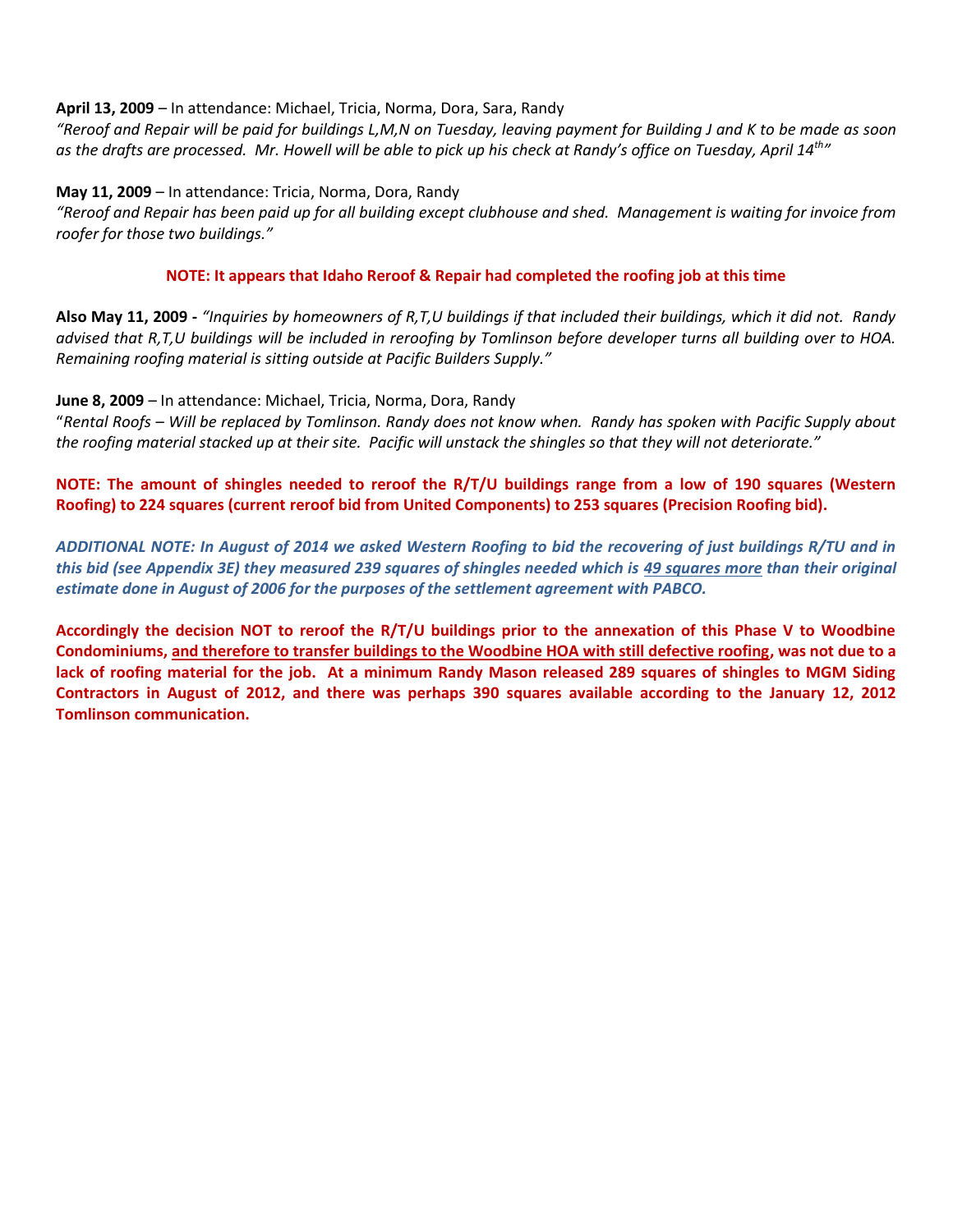**April 13, 2009** – In attendance: Michael, Tricia, Norma, Dora, Sara, Randy

*"Reroof and Repair will be paid for buildings L,M,N on Tuesday, leaving payment for Building J and K to be made as soon as the drafts are processed. Mr. Howell will be able to pick up his check at Randy's office on Tuesday, April 14th"*

**May 11, 2009** – In attendance: Tricia, Norma, Dora, Randy

*"Reroof and Repair has been paid up for all building except clubhouse and shed. Management is waiting for invoice from roofer for those two buildings."*

**NOTE: It appears that Idaho Reroof & Repair had completed the roofing job at this time**

**Also May 11, 2009 -** *"Inquiries by homeowners of R,T,U buildings if that included their buildings, which it did not. Randy advised that R,T,U buildings will be included in reroofing by Tomlinson before developer turns all building over to HOA. Remaining roofing material is sitting outside at Pacific Builders Supply."*

**June 8, 2009** – In attendance: Michael, Tricia, Norma, Dora, Randy

"*Rental Roofs – Will be replaced by Tomlinson. Randy does not know when. Randy has spoken with Pacific Supply about the roofing material stacked up at their site. Pacific will unstack the shingles so that they will not deteriorate."*

**NOTE: The amount of shingles needed to reroof the R/T/U buildings range from a low of 190 squares (Western Roofing) to 224 squares (current reroof bid from United Components) to 253 squares (Precision Roofing bid).**

***ADDITIONAL NOTE: In August of 2014 we asked Western Roofing to bid the recovering of just buildings R/TU and in this bid (see Appendix 3E) they measured 239 squares of shingles needed which is 49 squares more than their original estimate done in August of 2006 for the purposes of the settlement agreement with PABCO.***

**Accordingly the decision NOT to reroof the R/T/U buildings prior to the annexation of this Phase V to Woodbine Condominiums, and therefore to transfer buildings to the Woodbine HOA with still defective roofing, was not due to a lack of roofing material for the job. At a minimum Randy Mason released 289 squares of shingles to MGM Siding Contractors in August of 2012, and there was perhaps 390 squares available according to the January 12, 2012 Tomlinson communication.**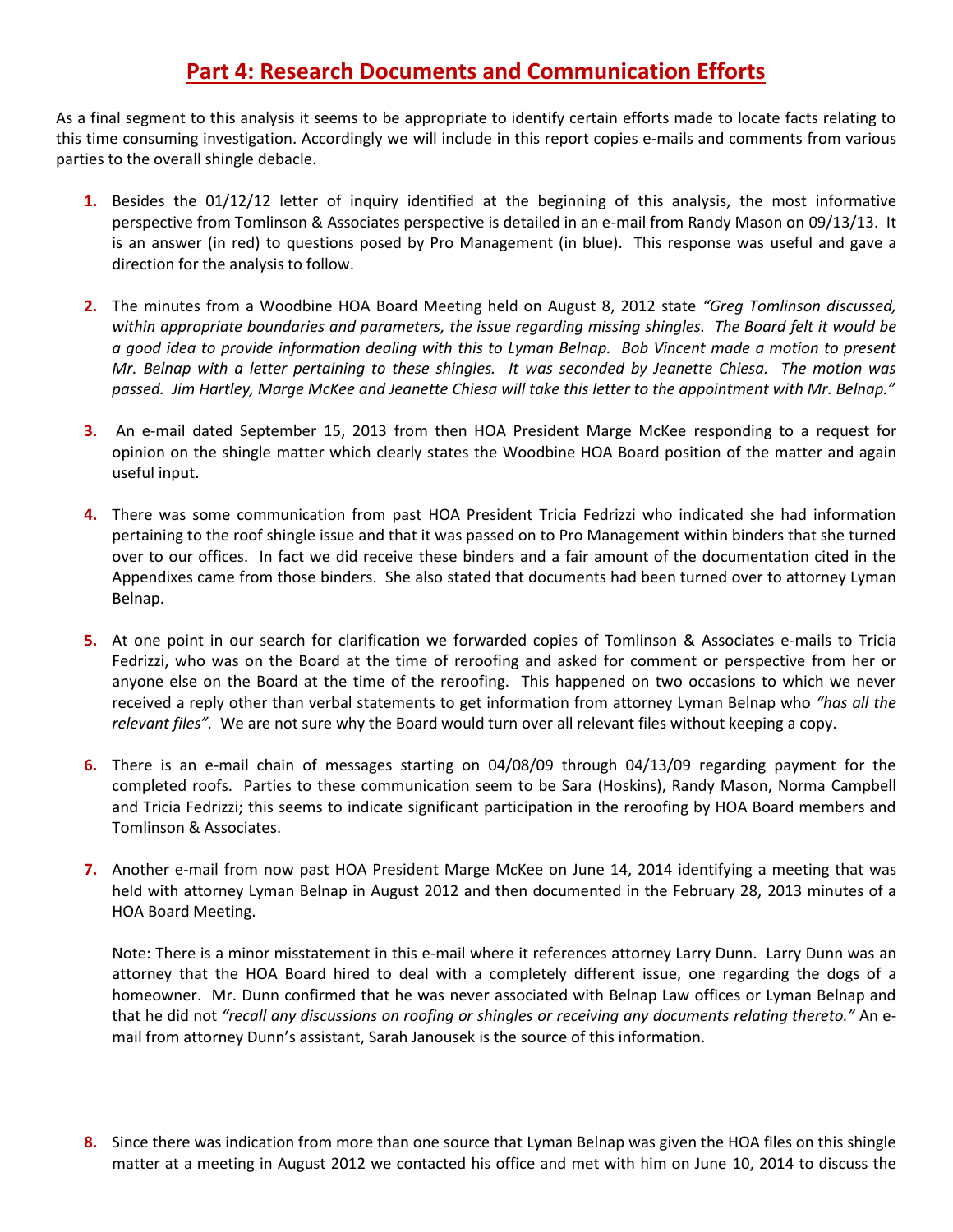# Part 4: Research Documents and Communication Efforts

As a final segment to this analysis it seems to be appropriate to identify certain efforts made to locate facts relating to this time consuming investigation. Accordingly we will include in this report copies e-mails and comments from various parties to the overall shingle debacle.

1. Besides the 01/12/12 letter of inquiry identified at the beginning of this analysis, the most informative perspective from Tomlinson & Associates perspective is detailed in an e-mail from Randy Mason on 09/13/13. It is an answer (in red) to questions posed by Pro Management (in blue). This response was useful and gave a direction for the analysis to follow.

2. The minutes from a Woodbine HOA Board Meeting held on August 8, 2012 state *"Greg Tomlinson discussed, within appropriate boundaries and parameters, the issue regarding missing shingles. The Board felt it would be a good idea to provide information dealing with this to Lyman Belnap. Bob Vincent made a motion to present Mr. Belnap with a letter pertaining to these shingles. It was seconded by Jeanette Chiesa. The motion was passed. Jim Hartley, Marge McKee and Jeanette Chiesa will take this letter to the appointment with Mr. Belnap."*

3. An e-mail dated September 15, 2013 from then HOA President Marge McKee responding to a request for opinion on the shingle matter which clearly states the Woodbine HOA Board position of the matter and again useful input.

4. There was some communication from past HOA President Tricia Fedrizzi who indicated she had information pertaining to the roof shingle issue and that it was passed on to Pro Management within binders that she turned over to our offices. In fact we did receive these binders and a fair amount of the documentation cited in the Appendixes came from those binders. She also stated that documents had been turned over to attorney Lyman Belnap.

5. At one point in our search for clarification we forwarded copies of Tomlinson & Associates e-mails to Tricia Fedrizzi, who was on the Board at the time of reroofing and asked for comment or perspective from her or anyone else on the Board at the time of the reroofing. This happened on two occasions to which we never received a reply other than verbal statements to get information from attorney Lyman Belnap who *"has all the relevant files"*. We are not sure why the Board would turn over all relevant files without keeping a copy.

6. There is an e-mail chain of messages starting on 04/08/09 through 04/13/09 regarding payment for the completed roofs. Parties to these communication seem to be Sara (Hoskins), Randy Mason, Norma Campbell and Tricia Fedrizzi; this seems to indicate significant participation in the reroofing by HOA Board members and Tomlinson & Associates.

7. Another e-mail from now past HOA President Marge McKee on June 14, 2014 identifying a meeting that was held with attorney Lyman Belnap in August 2012 and then documented in the February 28, 2013 minutes of a HOA Board Meeting.

   Note: There is a minor misstatement in this e-mail where it references attorney Larry Dunn. Larry Dunn was an attorney that the HOA Board hired to deal with a completely different issue, one regarding the dogs of a homeowner. Mr. Dunn confirmed that he was never associated with Belnap Law offices or Lyman Belnap and that he did not *"recall any discussions on roofing or shingles or receiving any documents relating thereto."* An e-mail from attorney Dunn's assistant, Sarah Janousek is the source of this information.

8. Since there was indication from more than one source that Lyman Belnap was given the HOA files on this shingle matter at a meeting in August 2012 we contacted his office and met with him on June 10, 2014 to discuss the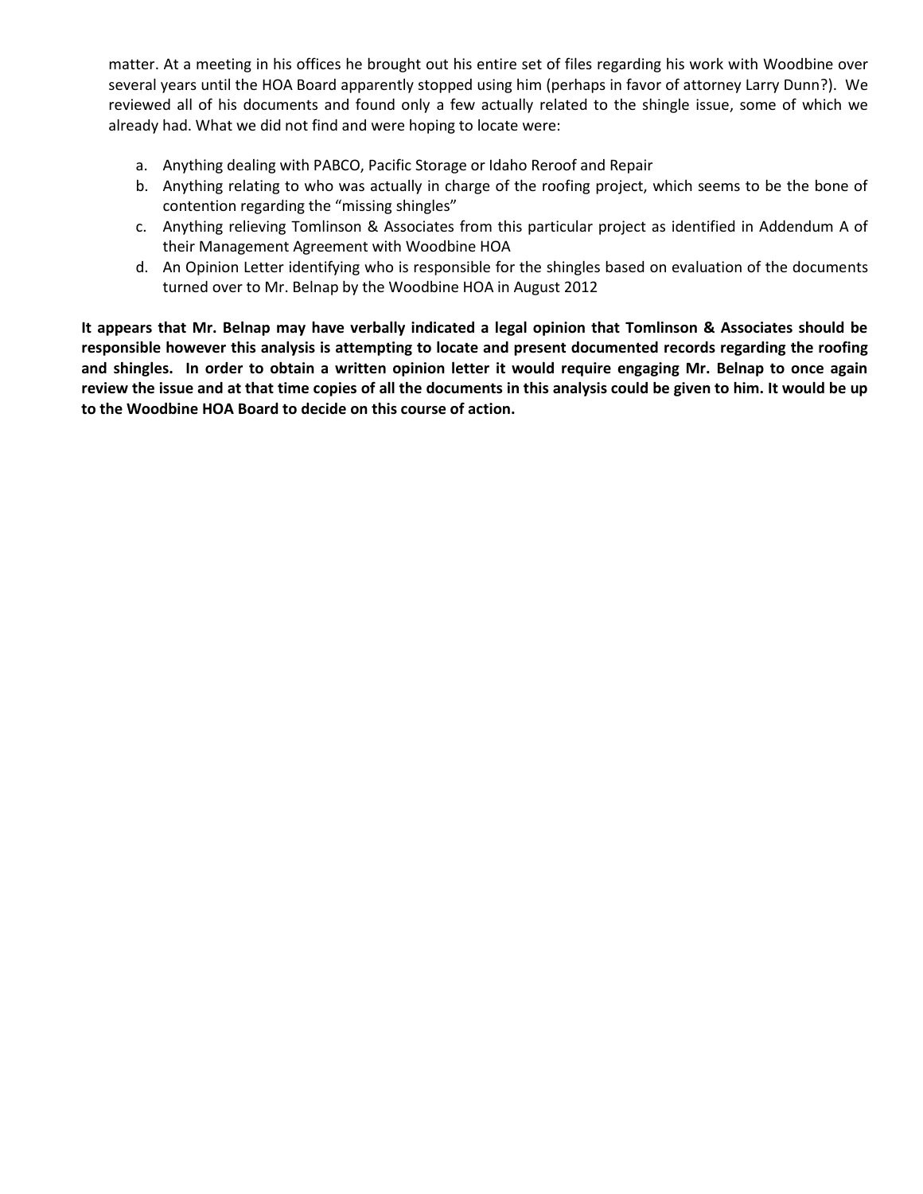matter. At a meeting in his offices he brought out his entire set of files regarding his work with Woodbine over several years until the HOA Board apparently stopped using him (perhaps in favor of attorney Larry Dunn?). We reviewed all of his documents and found only a few actually related to the shingle issue, some of which we already had. What we did not find and were hoping to locate were:

a. Anything dealing with PABCO, Pacific Storage or Idaho Reroof and Repair
b. Anything relating to who was actually in charge of the roofing project, which seems to be the bone of contention regarding the "missing shingles"
c. Anything relieving Tomlinson & Associates from this particular project as identified in Addendum A of their Management Agreement with Woodbine HOA
d. An Opinion Letter identifying who is responsible for the shingles based on evaluation of the documents turned over to Mr. Belnap by the Woodbine HOA in August 2012

**It appears that Mr. Belnap may have verbally indicated a legal opinion that Tomlinson & Associates should be responsible however this analysis is attempting to locate and present documented records regarding the roofing and shingles. In order to obtain a written opinion letter it would require engaging Mr. Belnap to once again review the issue and at that time copies of all the documents in this analysis could be given to him. It would be up to the Woodbine HOA Board to decide on this course of action.**